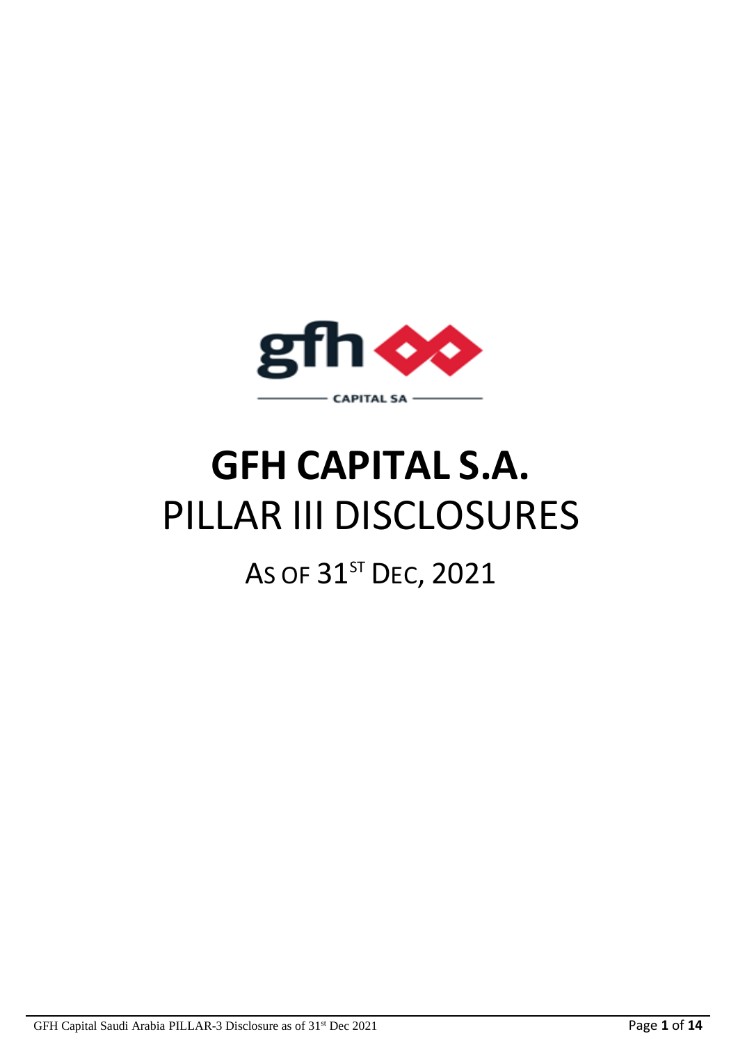# GFH CAPITAL S.A.

# PILLAR III DISCLOSURES

## AS OF 31ST DEC, 2021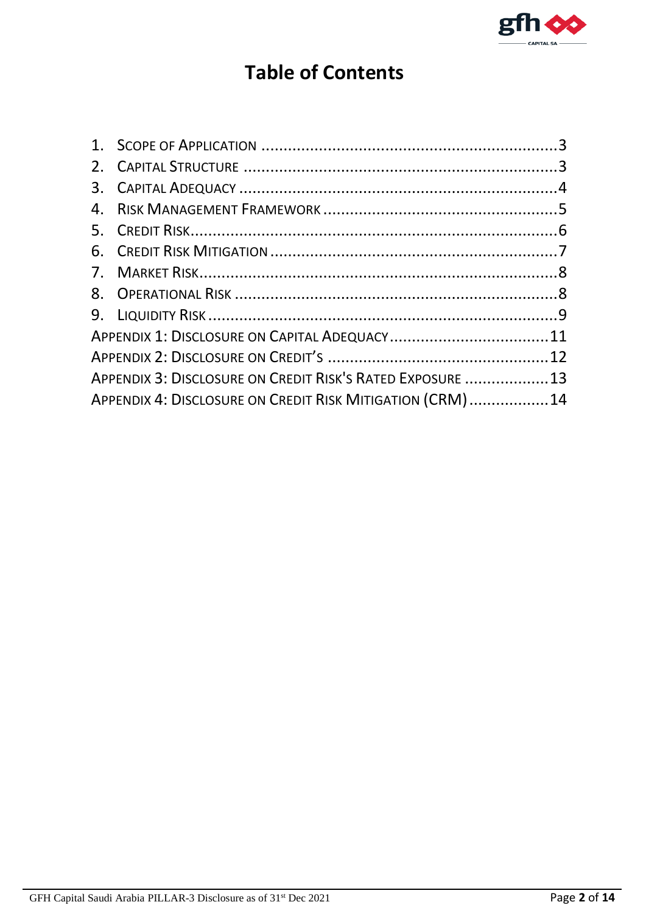# Table of Contents

1. Scope of Application ........................................................................3
2. Capital Structure ........................................................................3
3. Capital Adequacy ........................................................................4
4. Risk Management Framework ........................................................................5
5. Credit Risk........................................................................6
6. Credit Risk Mitigation ........................................................................7
7. Market Risk........................................................................8
8. Operational Risk ........................................................................8
9. Liquidity Risk ........................................................................9

Appendix 1: Disclosure on Capital Adequacy ........................................................................11

Appendix 2: Disclosure on Credit's ........................................................................12

Appendix 3: Disclosure on Credit Risk's Rated Exposure ........................................................................13

Appendix 4: Disclosure on Credit Risk Mitigation (CRM) ........................................................................14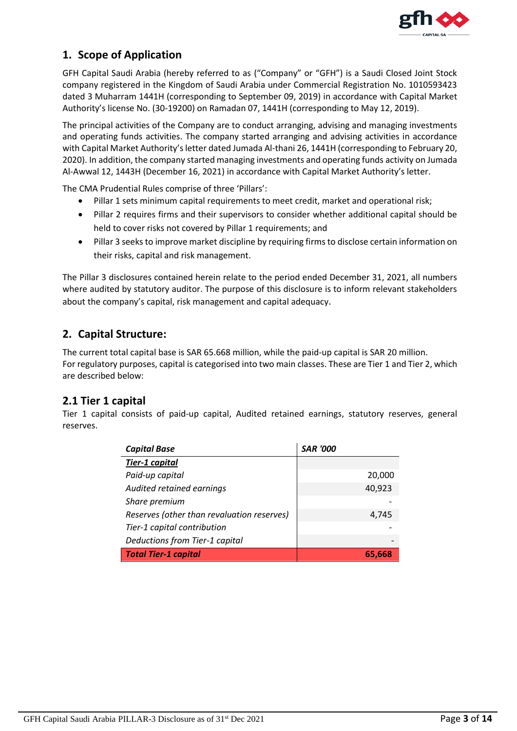## 1. Scope of Application

GFH Capital Saudi Arabia (hereby referred to as ("Company" or "GFH") is a Saudi Closed Joint Stock company registered in the Kingdom of Saudi Arabia under Commercial Registration No. 1010593423 dated 3 Muharram 1441H (corresponding to September 09, 2019) in accordance with Capital Market Authority's license No. (30-19200) on Ramadan 07, 1441H (corresponding to May 12, 2019).

The principal activities of the Company are to conduct arranging, advising and managing investments and operating funds activities. The company started arranging and advising activities in accordance with Capital Market Authority's letter dated Jumada Al-thani 26, 1441H (corresponding to February 20, 2020). In addition, the company started managing investments and operating funds activity on Jumada Al-Awwal 12, 1443H (December 16, 2021) in accordance with Capital Market Authority's letter.

The CMA Prudential Rules comprise of three 'Pillars':

- Pillar 1 sets minimum capital requirements to meet credit, market and operational risk;
- Pillar 2 requires firms and their supervisors to consider whether additional capital should be held to cover risks not covered by Pillar 1 requirements; and
- Pillar 3 seeks to improve market discipline by requiring firms to disclose certain information on their risks, capital and risk management.

The Pillar 3 disclosures contained herein relate to the period ended December 31, 2021, all numbers where audited by statutory auditor. The purpose of this disclosure is to inform relevant stakeholders about the company's capital, risk management and capital adequacy.

## 2. Capital Structure:

The current total capital base is SAR 65.668 million, while the paid-up capital is SAR 20 million.
For regulatory purposes, capital is categorised into two main classes. These are Tier 1 and Tier 2, which are described below:

### 2.1 Tier 1 capital

Tier 1 capital consists of paid-up capital, Audited retained earnings, statutory reserves, general reserves.

| *Capital Base* | *SAR '000* |
|---|---|
| ***Tier-1 capital*** | |
| *Paid-up capital* | 20,000 |
| *Audited retained earnings* | 40,923 |
| *Share premium* | - |
| *Reserves (other than revaluation reserves)* | 4,745 |
| *Tier-1 capital contribution* | - |
| *Deductions from Tier-1 capital* | - |
| ***Total Tier-1 capital*** | **65,668** |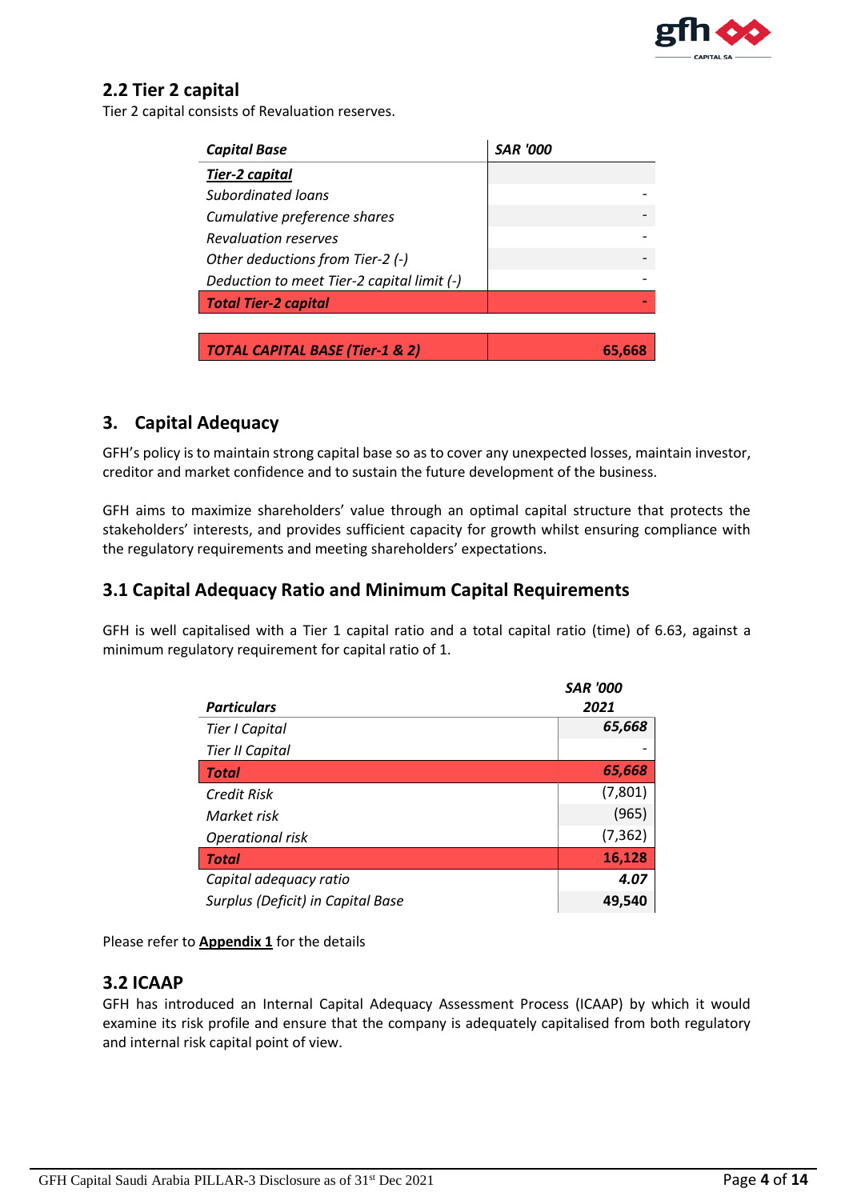## 2.2 Tier 2 capital

Tier 2 capital consists of Revaluation reserves.

| *Capital Base* | *SAR '000* |
|---|---|
| ***Tier-2 capital*** | |
| *Subordinated loans* | - |
| *Cumulative preference shares* | - |
| *Revaluation reserves* | - |
| *Other deductions from Tier-2 (-)* | - |
| *Deduction to meet Tier-2 capital limit (-)* | - |
| ***Total Tier-2 capital*** | - |
| | |
| ***TOTAL CAPITAL BASE (Tier-1 & 2)*** | **65,668** |

## 3. Capital Adequacy

GFH's policy is to maintain strong capital base so as to cover any unexpected losses, maintain investor, creditor and market confidence and to sustain the future development of the business.

GFH aims to maximize shareholders' value through an optimal capital structure that protects the stakeholders' interests, and provides sufficient capacity for growth whilst ensuring compliance with the regulatory requirements and meeting shareholders' expectations.

## 3.1 Capital Adequacy Ratio and Minimum Capital Requirements

GFH is well capitalised with a Tier 1 capital ratio and a total capital ratio (time) of 6.63, against a minimum regulatory requirement for capital ratio of 1.

| ***Particulars*** | ***SAR '000 2021*** |
|---|---|
| *Tier I Capital* | ***65,668*** |
| *Tier II Capital* | - |
| ***Total*** | ***65,668*** |
| *Credit Risk* | (7,801) |
| *Market risk* | (965) |
| *Operational risk* | (7,362) |
| ***Total*** | **16,128** |
| *Capital adequacy ratio* | ***4.07*** |
| *Surplus (Deficit) in Capital Base* | **49,540** |

Please refer to **Appendix 1** for the details

## 3.2 ICAAP

GFH has introduced an Internal Capital Adequacy Assessment Process (ICAAP) by which it would examine its risk profile and ensure that the company is adequately capitalised from both regulatory and internal risk capital point of view.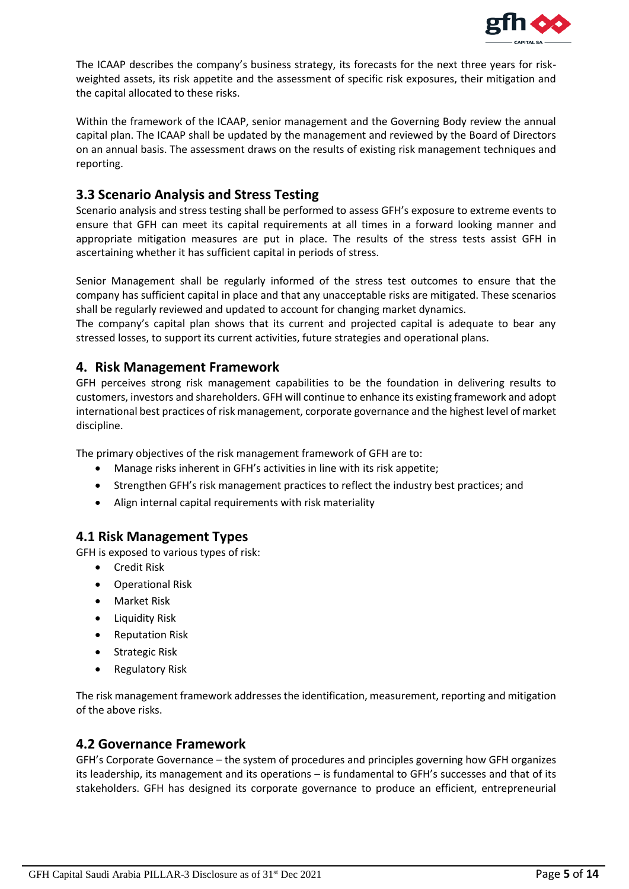The ICAAP describes the company's business strategy, its forecasts for the next three years for risk-weighted assets, its risk appetite and the assessment of specific risk exposures, their mitigation and the capital allocated to these risks.

Within the framework of the ICAAP, senior management and the Governing Body review the annual capital plan. The ICAAP shall be updated by the management and reviewed by the Board of Directors on an annual basis. The assessment draws on the results of existing risk management techniques and reporting.

## 3.3 Scenario Analysis and Stress Testing

Scenario analysis and stress testing shall be performed to assess GFH's exposure to extreme events to ensure that GFH can meet its capital requirements at all times in a forward looking manner and appropriate mitigation measures are put in place. The results of the stress tests assist GFH in ascertaining whether it has sufficient capital in periods of stress.

Senior Management shall be regularly informed of the stress test outcomes to ensure that the company has sufficient capital in place and that any unacceptable risks are mitigated. These scenarios shall be regularly reviewed and updated to account for changing market dynamics.
The company's capital plan shows that its current and projected capital is adequate to bear any stressed losses, to support its current activities, future strategies and operational plans.

## 4. Risk Management Framework

GFH perceives strong risk management capabilities to be the foundation in delivering results to customers, investors and shareholders. GFH will continue to enhance its existing framework and adopt international best practices of risk management, corporate governance and the highest level of market discipline.

The primary objectives of the risk management framework of GFH are to:

- Manage risks inherent in GFH's activities in line with its risk appetite;
- Strengthen GFH's risk management practices to reflect the industry best practices; and
- Align internal capital requirements with risk materiality

## 4.1 Risk Management Types

GFH is exposed to various types of risk:

- Credit Risk
- Operational Risk
- Market Risk
- Liquidity Risk
- Reputation Risk
- Strategic Risk
- Regulatory Risk

The risk management framework addresses the identification, measurement, reporting and mitigation of the above risks.

## 4.2 Governance Framework

GFH's Corporate Governance – the system of procedures and principles governing how GFH organizes its leadership, its management and its operations – is fundamental to GFH's successes and that of its stakeholders. GFH has designed its corporate governance to produce an efficient, entrepreneurial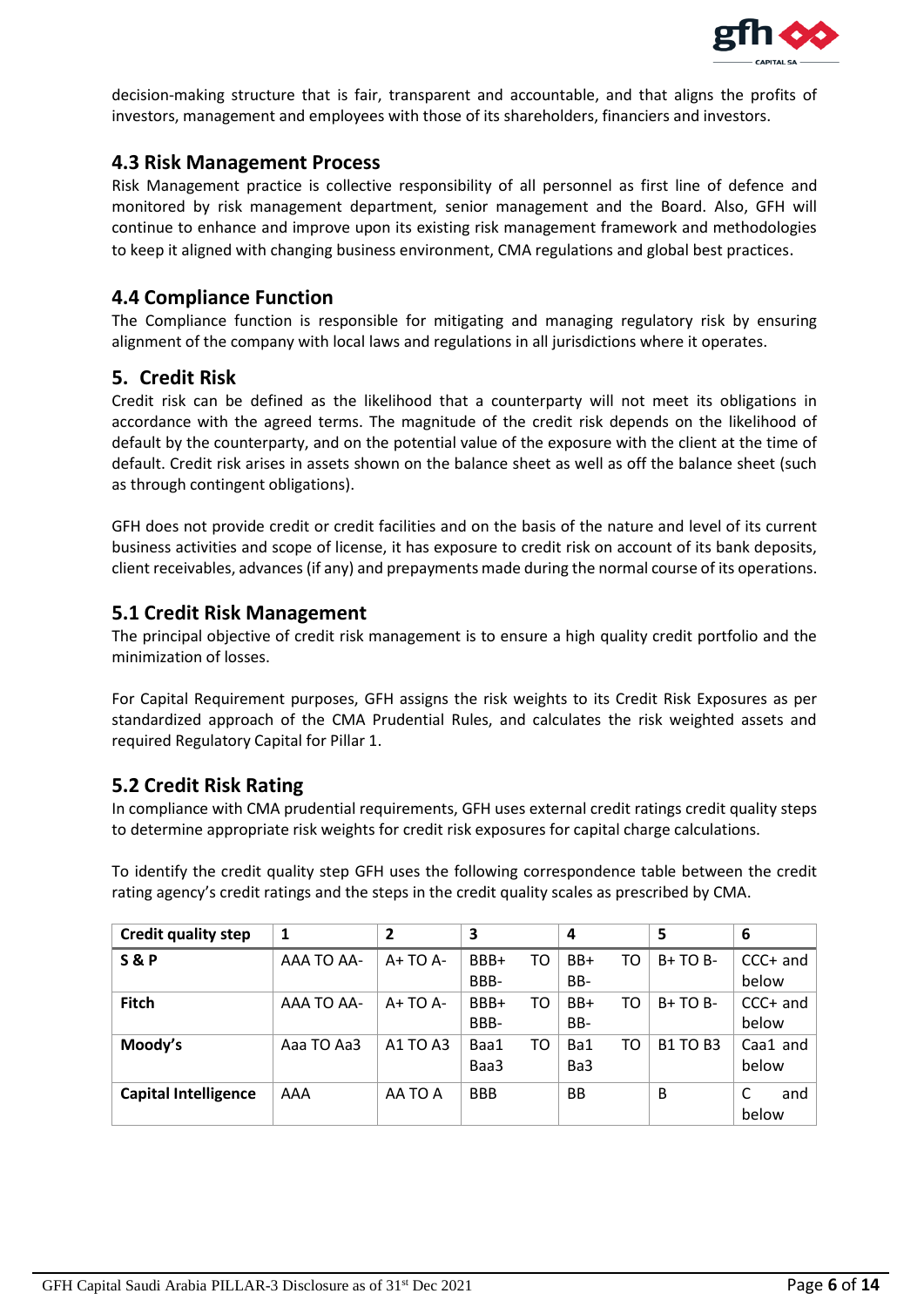decision-making structure that is fair, transparent and accountable, and that aligns the profits of investors, management and employees with those of its shareholders, financiers and investors.

## 4.3 Risk Management Process

Risk Management practice is collective responsibility of all personnel as first line of defence and monitored by risk management department, senior management and the Board. Also, GFH will continue to enhance and improve upon its existing risk management framework and methodologies to keep it aligned with changing business environment, CMA regulations and global best practices.

## 4.4 Compliance Function

The Compliance function is responsible for mitigating and managing regulatory risk by ensuring alignment of the company with local laws and regulations in all jurisdictions where it operates.

# 5. Credit Risk

Credit risk can be defined as the likelihood that a counterparty will not meet its obligations in accordance with the agreed terms. The magnitude of the credit risk depends on the likelihood of default by the counterparty, and on the potential value of the exposure with the client at the time of default. Credit risk arises in assets shown on the balance sheet as well as off the balance sheet (such as through contingent obligations).

GFH does not provide credit or credit facilities and on the basis of the nature and level of its current business activities and scope of license, it has exposure to credit risk on account of its bank deposits, client receivables, advances (if any) and prepayments made during the normal course of its operations.

## 5.1 Credit Risk Management

The principal objective of credit risk management is to ensure a high quality credit portfolio and the minimization of losses.

For Capital Requirement purposes, GFH assigns the risk weights to its Credit Risk Exposures as per standardized approach of the CMA Prudential Rules, and calculates the risk weighted assets and required Regulatory Capital for Pillar 1.

## 5.2 Credit Risk Rating

In compliance with CMA prudential requirements, GFH uses external credit ratings credit quality steps to determine appropriate risk weights for credit risk exposures for capital charge calculations.

To identify the credit quality step GFH uses the following correspondence table between the credit rating agency's credit ratings and the steps in the credit quality scales as prescribed by CMA.

| Credit quality step | 1 | 2 | 3 | 4 | 5 | 6 |
|---|---|---|---|---|---|---|
| **S & P** | AAA TO AA- | A+ TO A- | BBB+ TO BBB- | BB+ TO BB- | B+ TO B- | CCC+ and below |
| **Fitch** | AAA TO AA- | A+ TO A- | BBB+ TO BBB- | BB+ TO BB- | B+ TO B- | CCC+ and below |
| **Moody's** | Aaa TO Aa3 | A1 TO A3 | Baa1 TO Baa3 | Ba1 TO Ba3 | B1 TO B3 | Caa1 and below |
| **Capital Intelligence** | AAA | AA TO A | BBB | BB | B | C and below |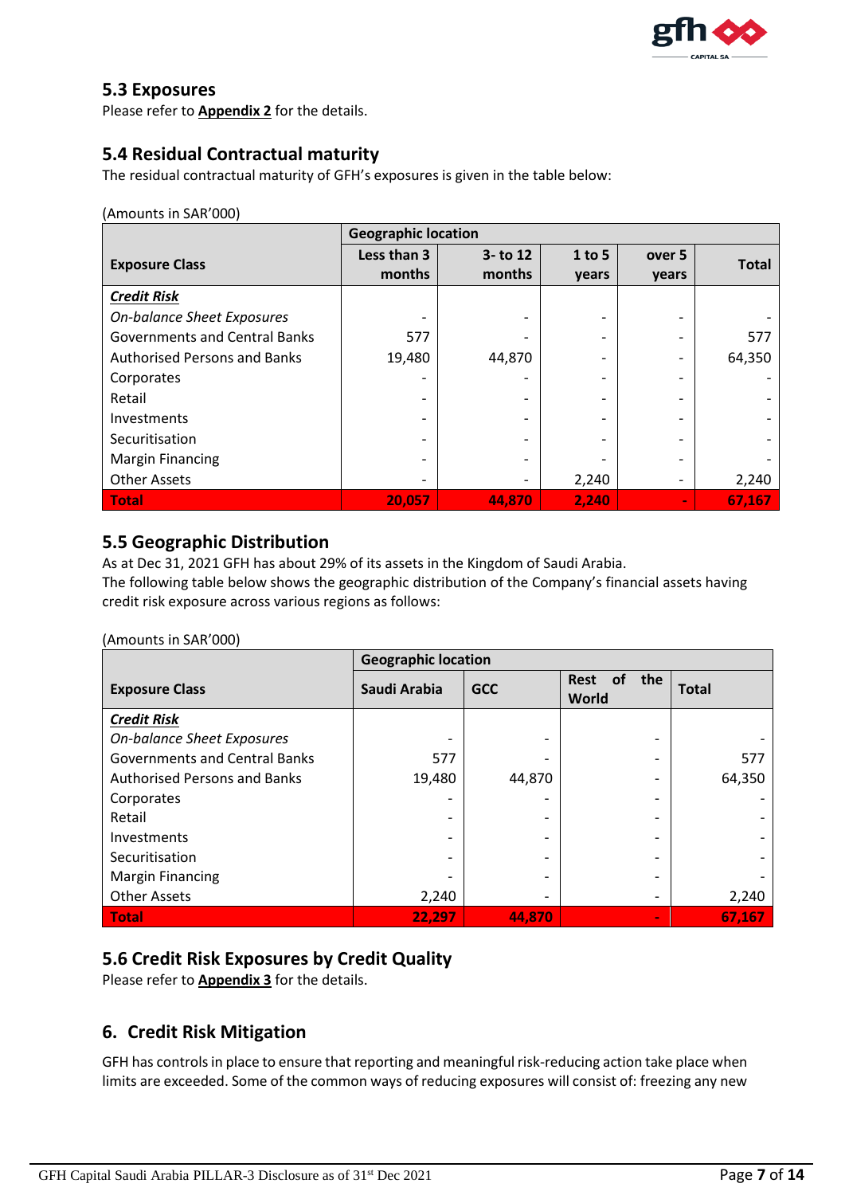## 5.3 Exposures

Please refer to **Appendix 2** for the details.

## 5.4 Residual Contractual maturity

The residual contractual maturity of GFH's exposures is given in the table below:

(Amounts in SAR'000)

| Exposure Class | Geographic location | | | | |
|---|---|---|---|---|---|
| | Less than 3 months | 3- to 12 months | 1 to 5 years | over 5 years | Total |
| ***Credit Risk*** | | | | | |
| *On-balance Sheet Exposures* | - | - | - | - | - |
| Governments and Central Banks | 577 | - | - | - | 577 |
| Authorised Persons and Banks | 19,480 | 44,870 | - | - | 64,350 |
| Corporates | - | - | - | - | - |
| Retail | - | - | - | - | - |
| Investments | - | - | - | - | - |
| Securitisation | - | - | - | - | - |
| Margin Financing | - | - | - | - | - |
| Other Assets | - | - | 2,240 | - | 2,240 |
| **Total** | **20,057** | **44,870** | **2,240** | **-** | **67,167** |

## 5.5 Geographic Distribution

As at Dec 31, 2021 GFH has about 29% of its assets in the Kingdom of Saudi Arabia.
The following table below shows the geographic distribution of the Company's financial assets having credit risk exposure across various regions as follows:

(Amounts in SAR'000)

| Exposure Class | Geographic location | | | |
|---|---|---|---|---|
| | Saudi Arabia | GCC | Rest of the World | Total |
| ***Credit Risk*** | | | | |
| *On-balance Sheet Exposures* | - | - | - | - |
| Governments and Central Banks | 577 | - | - | 577 |
| Authorised Persons and Banks | 19,480 | 44,870 | - | 64,350 |
| Corporates | - | - | - | - |
| Retail | - | - | - | - |
| Investments | - | - | - | - |
| Securitisation | - | - | - | - |
| Margin Financing | - | - | - | - |
| Other Assets | 2,240 | - | - | 2,240 |
| **Total** | **22,297** | **44,870** | **-** | **67,167** |

## 5.6 Credit Risk Exposures by Credit Quality

Please refer to **Appendix 3** for the details.

# 6. Credit Risk Mitigation

GFH has controls in place to ensure that reporting and meaningful risk-reducing action take place when limits are exceeded. Some of the common ways of reducing exposures will consist of: freezing any new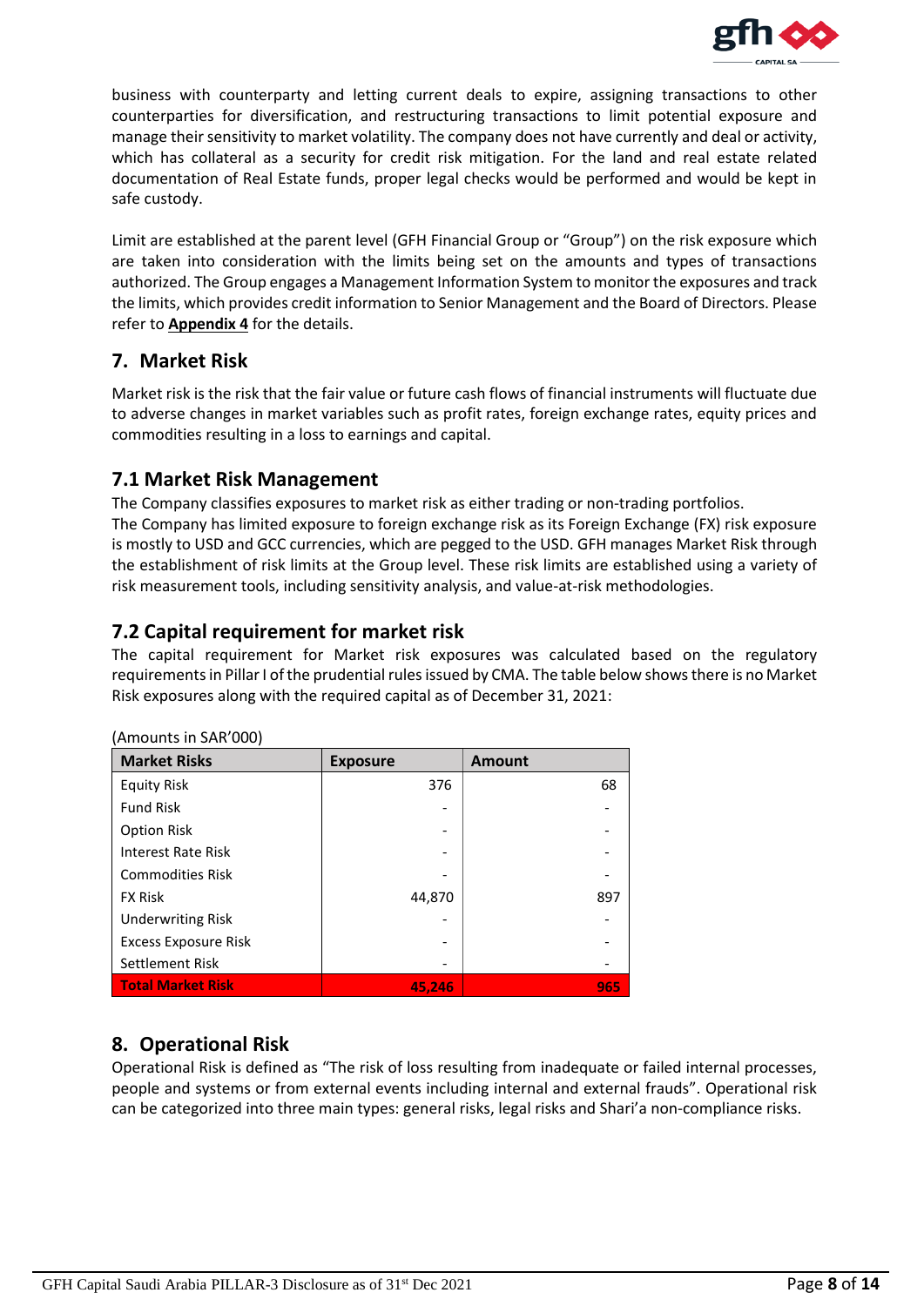business with counterparty and letting current deals to expire, assigning transactions to other counterparties for diversification, and restructuring transactions to limit potential exposure and manage their sensitivity to market volatility. The company does not have currently and deal or activity, which has collateral as a security for credit risk mitigation. For the land and real estate related documentation of Real Estate funds, proper legal checks would be performed and would be kept in safe custody.

Limit are established at the parent level (GFH Financial Group or "Group") on the risk exposure which are taken into consideration with the limits being set on the amounts and types of transactions authorized. The Group engages a Management Information System to monitor the exposures and track the limits, which provides credit information to Senior Management and the Board of Directors. Please refer to **Appendix 4** for the details.

## 7. Market Risk

Market risk is the risk that the fair value or future cash flows of financial instruments will fluctuate due to adverse changes in market variables such as profit rates, foreign exchange rates, equity prices and commodities resulting in a loss to earnings and capital.

### 7.1 Market Risk Management

The Company classifies exposures to market risk as either trading or non-trading portfolios.
The Company has limited exposure to foreign exchange risk as its Foreign Exchange (FX) risk exposure is mostly to USD and GCC currencies, which are pegged to the USD. GFH manages Market Risk through the establishment of risk limits at the Group level. These risk limits are established using a variety of risk measurement tools, including sensitivity analysis, and value-at-risk methodologies.

### 7.2 Capital requirement for market risk

The capital requirement for Market risk exposures was calculated based on the regulatory requirements in Pillar I of the prudential rules issued by CMA. The table below shows there is no Market Risk exposures along with the required capital as of December 31, 2021:

(Amounts in SAR'000)

| Market Risks | Exposure | Amount |
|---|---|---|
| Equity Risk | 376 | 68 |
| Fund Risk | - | - |
| Option Risk | - | - |
| Interest Rate Risk | - | - |
| Commodities Risk | - | - |
| FX Risk | 44,870 | 897 |
| Underwriting Risk | - | - |
| Excess Exposure Risk | - | - |
| Settlement Risk | - | - |
| **Total Market Risk** | **45,246** | **965** |

## 8. Operational Risk

Operational Risk is defined as "The risk of loss resulting from inadequate or failed internal processes, people and systems or from external events including internal and external frauds". Operational risk can be categorized into three main types: general risks, legal risks and Shari'a non-compliance risks.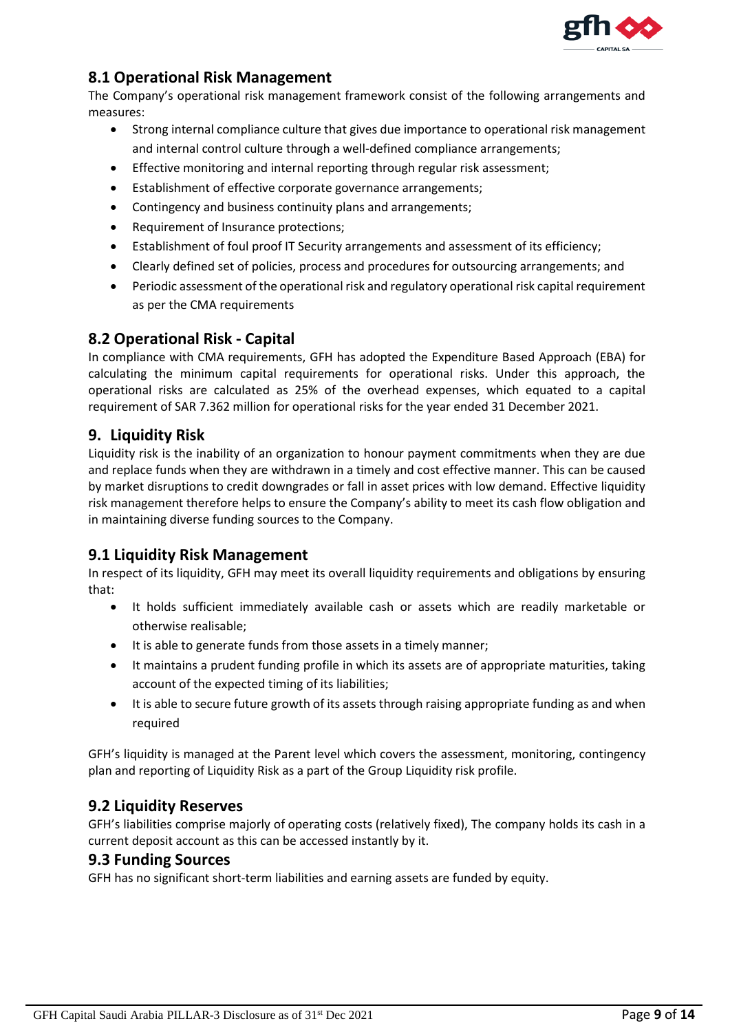## 8.1 Operational Risk Management

The Company's operational risk management framework consist of the following arrangements and measures:

- Strong internal compliance culture that gives due importance to operational risk management and internal control culture through a well-defined compliance arrangements;
- Effective monitoring and internal reporting through regular risk assessment;
- Establishment of effective corporate governance arrangements;
- Contingency and business continuity plans and arrangements;
- Requirement of Insurance protections;
- Establishment of foul proof IT Security arrangements and assessment of its efficiency;
- Clearly defined set of policies, process and procedures for outsourcing arrangements; and
- Periodic assessment of the operational risk and regulatory operational risk capital requirement as per the CMA requirements

## 8.2 Operational Risk - Capital

In compliance with CMA requirements, GFH has adopted the Expenditure Based Approach (EBA) for calculating the minimum capital requirements for operational risks. Under this approach, the operational risks are calculated as 25% of the overhead expenses, which equated to a capital requirement of SAR 7.362 million for operational risks for the year ended 31 December 2021.

# 9. Liquidity Risk

Liquidity risk is the inability of an organization to honour payment commitments when they are due and replace funds when they are withdrawn in a timely and cost effective manner. This can be caused by market disruptions to credit downgrades or fall in asset prices with low demand. Effective liquidity risk management therefore helps to ensure the Company's ability to meet its cash flow obligation and in maintaining diverse funding sources to the Company.

## 9.1 Liquidity Risk Management

In respect of its liquidity, GFH may meet its overall liquidity requirements and obligations by ensuring that:

- It holds sufficient immediately available cash or assets which are readily marketable or otherwise realisable;
- It is able to generate funds from those assets in a timely manner;
- It maintains a prudent funding profile in which its assets are of appropriate maturities, taking account of the expected timing of its liabilities;
- It is able to secure future growth of its assets through raising appropriate funding as and when required

GFH's liquidity is managed at the Parent level which covers the assessment, monitoring, contingency plan and reporting of Liquidity Risk as a part of the Group Liquidity risk profile.

## 9.2 Liquidity Reserves

GFH's liabilities comprise majorly of operating costs (relatively fixed), The company holds its cash in a current deposit account as this can be accessed instantly by it.

## 9.3 Funding Sources

GFH has no significant short-term liabilities and earning assets are funded by equity.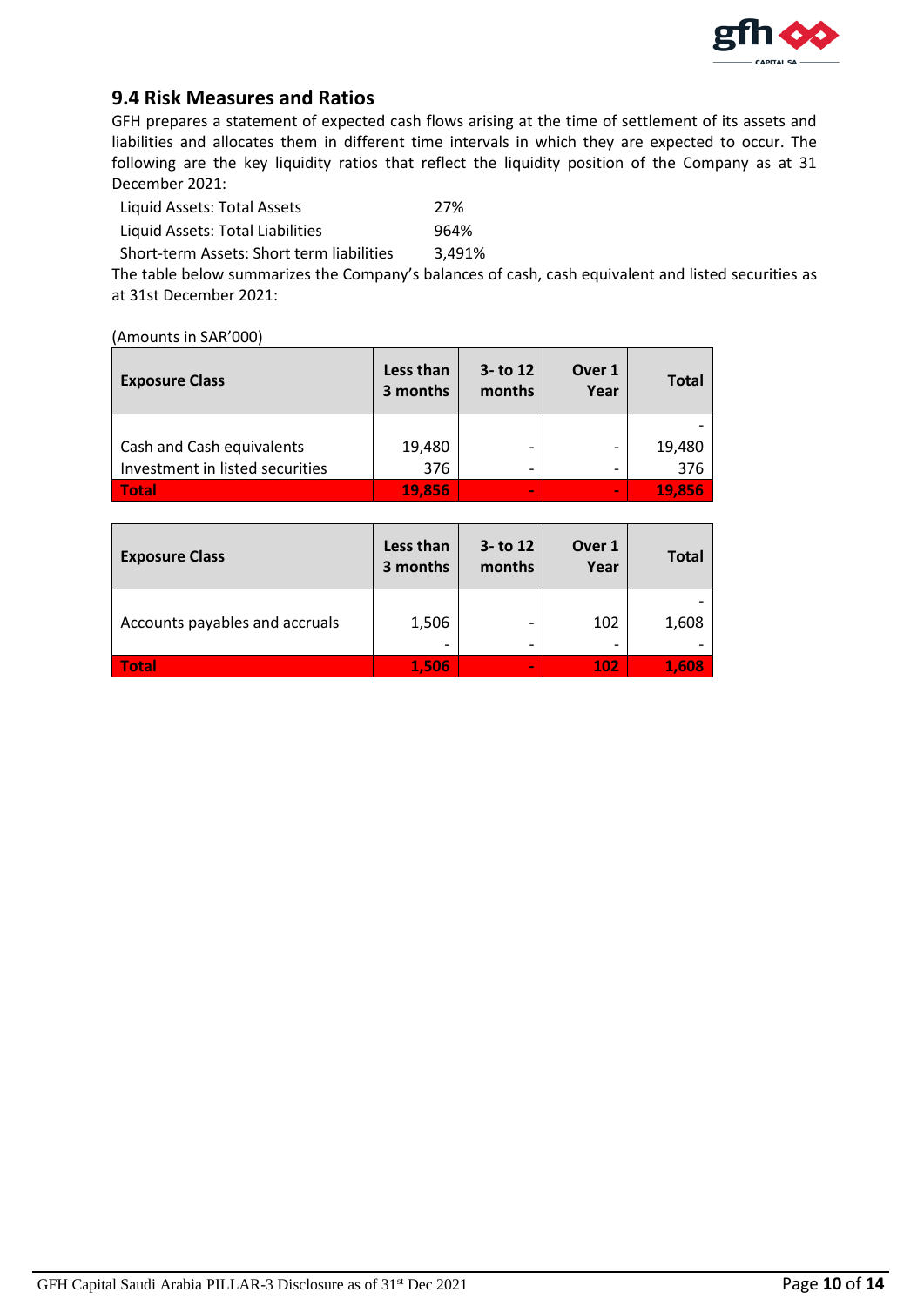## 9.4 Risk Measures and Ratios

GFH prepares a statement of expected cash flows arising at the time of settlement of its assets and liabilities and allocates them in different time intervals in which they are expected to occur. The following are the key liquidity ratios that reflect the liquidity position of the Company as at 31 December 2021:

| | |
|---|---|
| Liquid Assets: Total Assets | 27% |
| Liquid Assets: Total Liabilities | 964% |
| Short-term Assets: Short term liabilities | 3,491% |

The table below summarizes the Company's balances of cash, cash equivalent and listed securities as at 31st December 2021:

(Amounts in SAR'000)

| Exposure Class | Less than 3 months | 3- to 12 months | Over 1 Year | Total |
|---|---|---|---|---|
| | | | | - |
| Cash and Cash equivalents | 19,480 | - | - | 19,480 |
| Investment in listed securities | 376 | - | - | 376 |
| **Total** | **19,856** | **-** | **-** | **19,856** |

| Exposure Class | Less than 3 months | 3- to 12 months | Over 1 Year | Total |
|---|---|---|---|---|
| | | | | - |
| Accounts payables and accruals | 1,506 | - | 102 | 1,608 |
| | - | - | - | - |
| **Total** | **1,506** | **-** | **102** | **1,608** |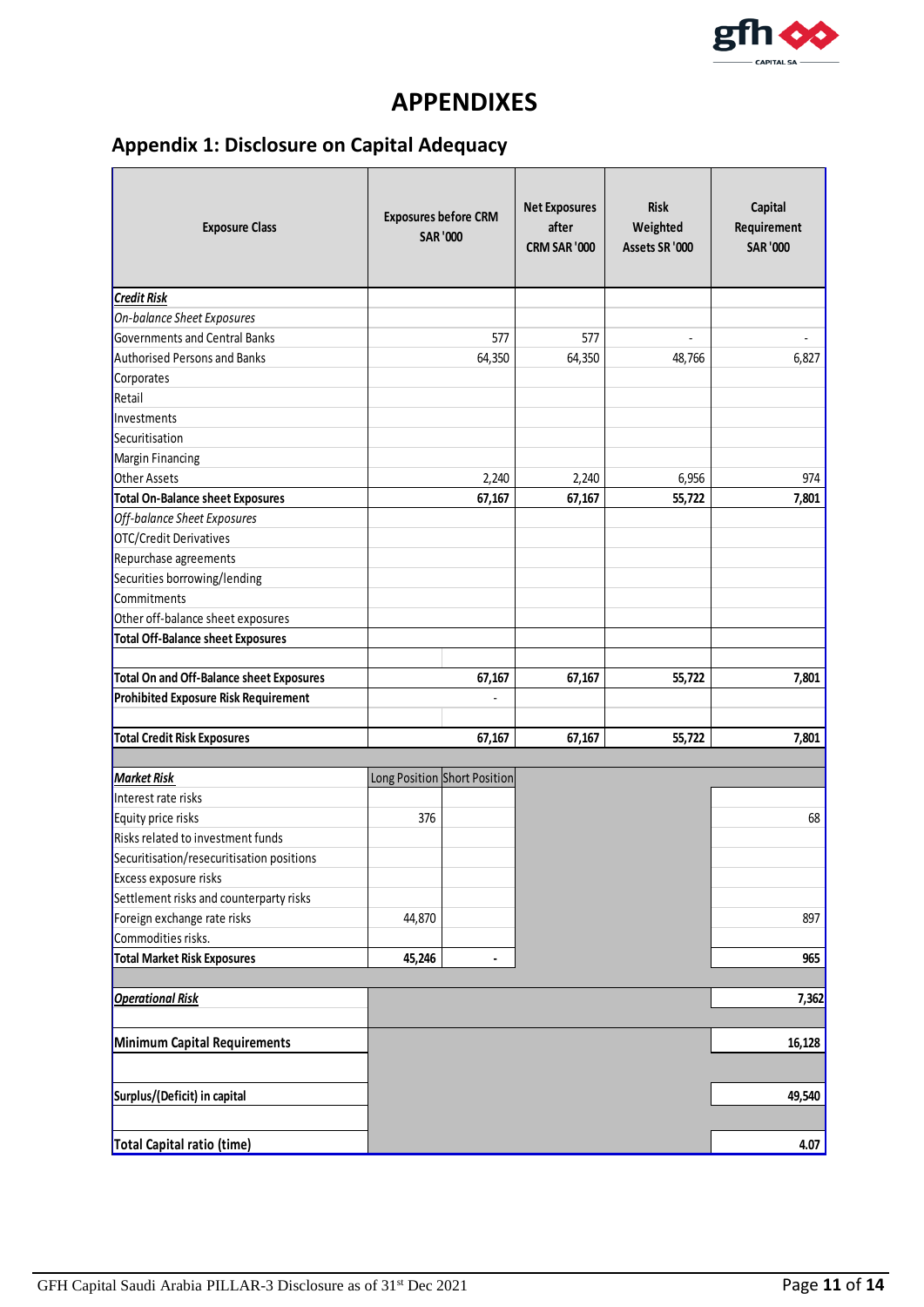# APPENDIXES

## Appendix 1: Disclosure on Capital Adequacy

| Exposure Class | Exposures before CRM SAR '000 | | Net Exposures after CRM SAR '000 | Risk Weighted Assets SR '000 | Capital Requirement SAR '000 |
|---|---|---|---|---|---|
| ***Credit Risk*** | | | | | |
| *On-balance Sheet Exposures* | | | | | |
| Governments and Central Banks | | 577 | 577 | - | - |
| Authorised Persons and Banks | | 64,350 | 64,350 | 48,766 | 6,827 |
| Corporates | | | | | |
| Retail | | | | | |
| Investments | | | | | |
| Securitisation | | | | | |
| Margin Financing | | | | | |
| Other Assets | | 2,240 | 2,240 | 6,956 | 974 |
| **Total On-Balance sheet Exposures** | | **67,167** | **67,167** | **55,722** | **7,801** |
| *Off-balance Sheet Exposures* | | | | | |
| OTC/Credit Derivatives | | | | | |
| Repurchase agreements | | | | | |
| Securities borrowing/lending | | | | | |
| Commitments | | | | | |
| Other off-balance sheet exposures | | | | | |
| **Total Off-Balance sheet Exposures** | | | | | |
| | | | | | |
| **Total On and Off-Balance sheet Exposures** | | **67,167** | **67,167** | **55,722** | **7,801** |
| **Prohibited Exposure Risk Requirement** | | - | | | |
| | | | | | |
| **Total Credit Risk Exposures** | | **67,167** | **67,167** | **55,722** | **7,801** |
| | | | | | |
| ***Market Risk*** | Long Position | Short Position | | | |
| Interest rate risks | | | | | |
| Equity price risks | 376 | | | | 68 |
| Risks related to investment funds | | | | | |
| Securitisation/resecuritisation positions | | | | | |
| Excess exposure risks | | | | | |
| Settlement risks and counterparty risks | | | | | |
| Foreign exchange rate risks | 44,870 | | | | 897 |
| Commodities risks. | | | | | |
| **Total Market Risk Exposures** | **45,246** | **-** | | | **965** |
| | | | | | |
| ***Operational Risk*** | | | | | **7,362** |
| | | | | | |
| **Minimum Capital Requirements** | | | | | **16,128** |
| | | | | | |
| **Surplus/(Deficit) in capital** | | | | | **49,540** |
| | | | | | |
| **Total Capital ratio (time)** | | | | | **4.07** |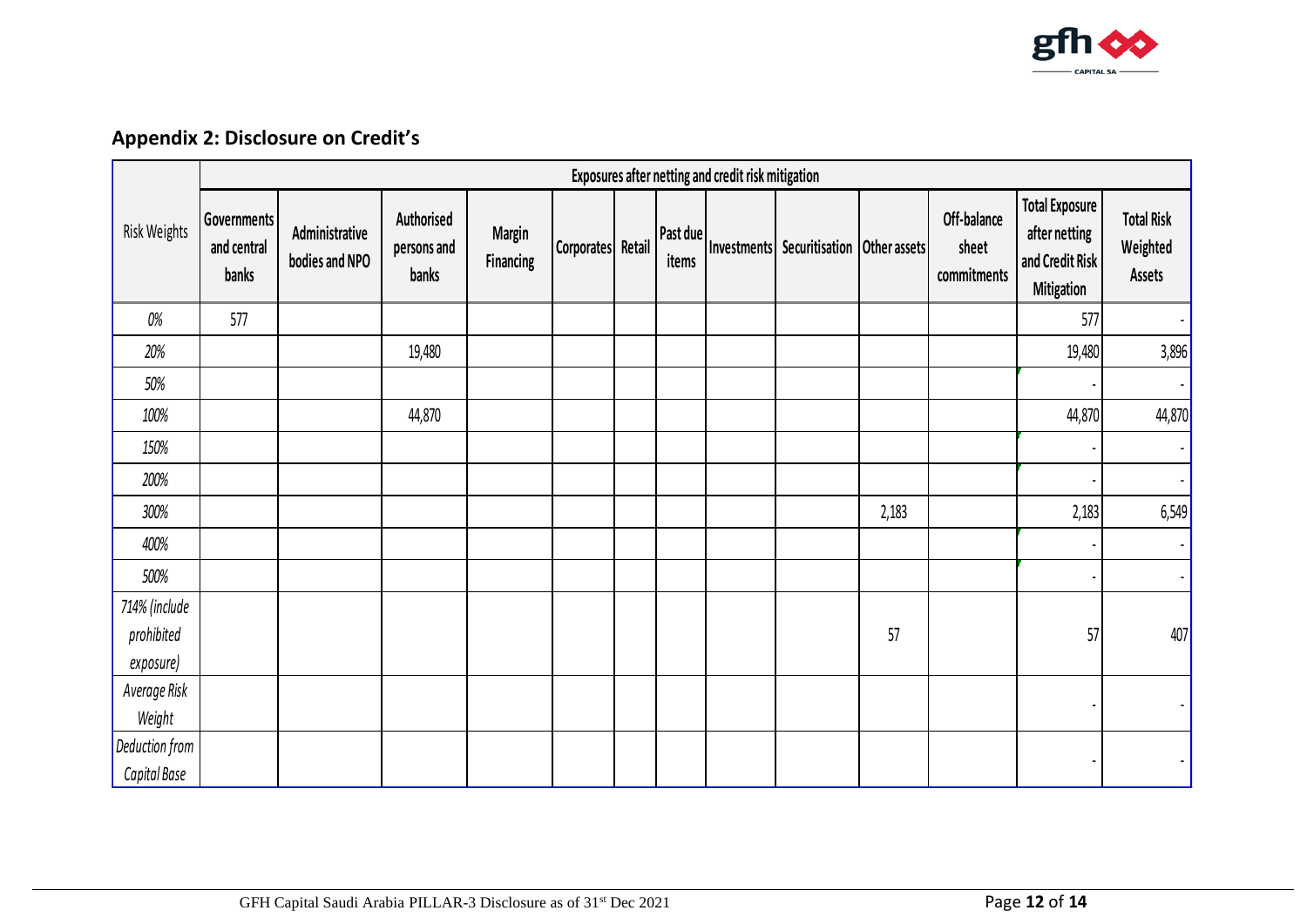## Appendix 2: Disclosure on Credit's

| Risk Weights | Exposures after netting and credit risk mitigation | | | | | | | | | | | | |
|---|---|---|---|---|---|---|---|---|---|---|---|---|---|
| | Governments and central banks | Administrative bodies and NPO | Authorised persons and banks | Margin Financing | Corporates | Retail | Past due items | Investments | Securitisation | Other assets | Off-balance sheet commitments | Total Exposure after netting and Credit Risk Mitigation | Total Risk Weighted Assets |
| *0%* | 577 | | | | | | | | | | | 577 | - |
| *20%* | | | 19,480 | | | | | | | | | 19,480 | 3,896 |
| *50%* | | | | | | | | | | | | - | - |
| *100%* | | | 44,870 | | | | | | | | | 44,870 | 44,870 |
| *150%* | | | | | | | | | | | | - | - |
| *200%* | | | | | | | | | | | | - | - |
| *300%* | | | | | | | | | | 2,183 | | 2,183 | 6,549 |
| *400%* | | | | | | | | | | | | - | - |
| *500%* | | | | | | | | | | | | - | - |
| *714% (include prohibited exposure)* | | | | | | | | | | 57 | | 57 | 407 |
| *Average Risk Weight* | | | | | | | | | | | | - | - |
| *Deduction from Capital Base* | | | | | | | | | | | | - | - |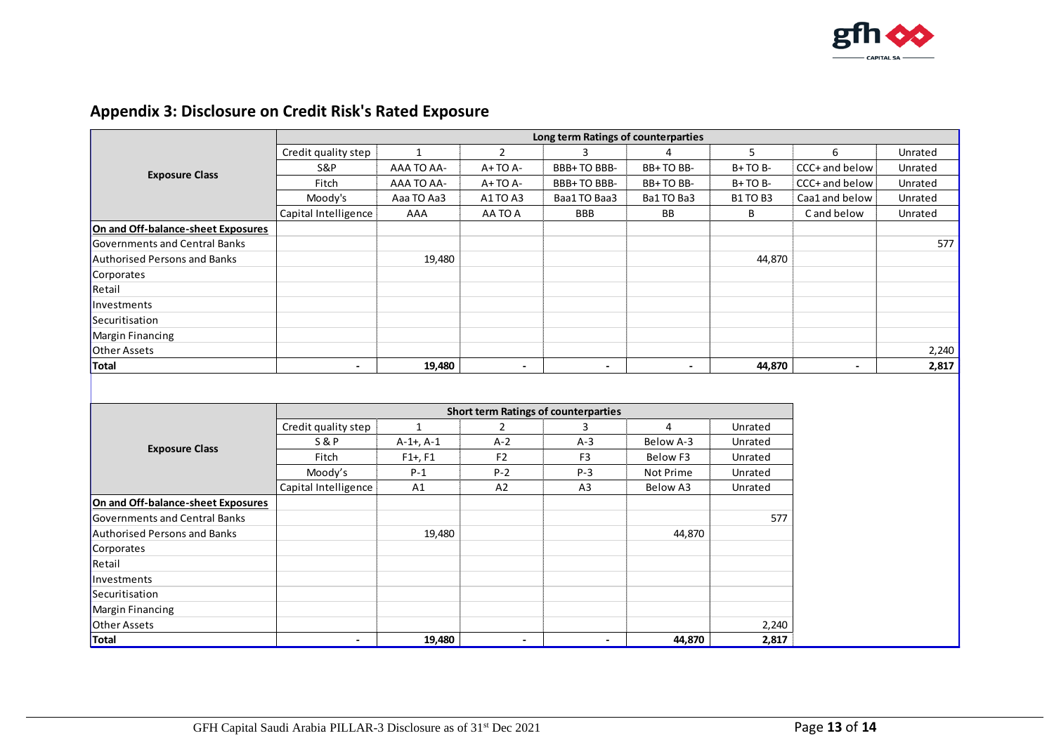## Appendix 3: Disclosure on Credit Risk's Rated Exposure

| Exposure Class | Long term Ratings of counterparties | | | | | | | |
|---|---|---|---|---|---|---|---|---|
| | Credit quality step | 1 | 2 | 3 | 4 | 5 | 6 | Unrated |
| | S&P | AAA TO AA- | A+ TO A- | BBB+ TO BBB- | BB+ TO BB- | B+ TO B- | CCC+ and below | Unrated |
| | Fitch | AAA TO AA- | A+ TO A- | BBB+ TO BBB- | BB+ TO BB- | B+ TO B- | CCC+ and below | Unrated |
| | Moody's | Aaa TO Aa3 | A1 TO A3 | Baa1 TO Baa3 | Ba1 TO Ba3 | B1 TO B3 | Caa1 and below | Unrated |
| | Capital Intelligence | AAA | AA TO A | BBB | BB | B | C and below | Unrated |
| **On and Off-balance-sheet Exposures** | | | | | | | | |
| Governments and Central Banks | | | | | | | | 577 |
| Authorised Persons and Banks | | 19,480 | | | | 44,870 | | |
| Corporates | | | | | | | | |
| Retail | | | | | | | | |
| Investments | | | | | | | | |
| Securitisation | | | | | | | | |
| Margin Financing | | | | | | | | |
| Other Assets | | | | | | | | 2,240 |
| **Total** | - | **19,480** | - | - | - | **44,870** | - | **2,817** |

| Exposure Class | Short term Ratings of counterparties | | | | | |
|---|---|---|---|---|---|---|
| | Credit quality step | 1 | 2 | 3 | 4 | Unrated |
| | S & P | A-1+, A-1 | A-2 | A-3 | Below A-3 | Unrated |
| | Fitch | F1+, F1 | F2 | F3 | Below F3 | Unrated |
| | Moody's | P-1 | P-2 | P-3 | Not Prime | Unrated |
| | Capital Intelligence | A1 | A2 | A3 | Below A3 | Unrated |
| **On and Off-balance-sheet Exposures** | | | | | | |
| Governments and Central Banks | | | | | | 577 |
| Authorised Persons and Banks | | 19,480 | | | 44,870 | |
| Corporates | | | | | | |
| Retail | | | | | | |
| Investments | | | | | | |
| Securitisation | | | | | | |
| Margin Financing | | | | | | |
| Other Assets | | | | | | 2,240 |
| **Total** | - | **19,480** | - | - | **44,870** | **2,817** |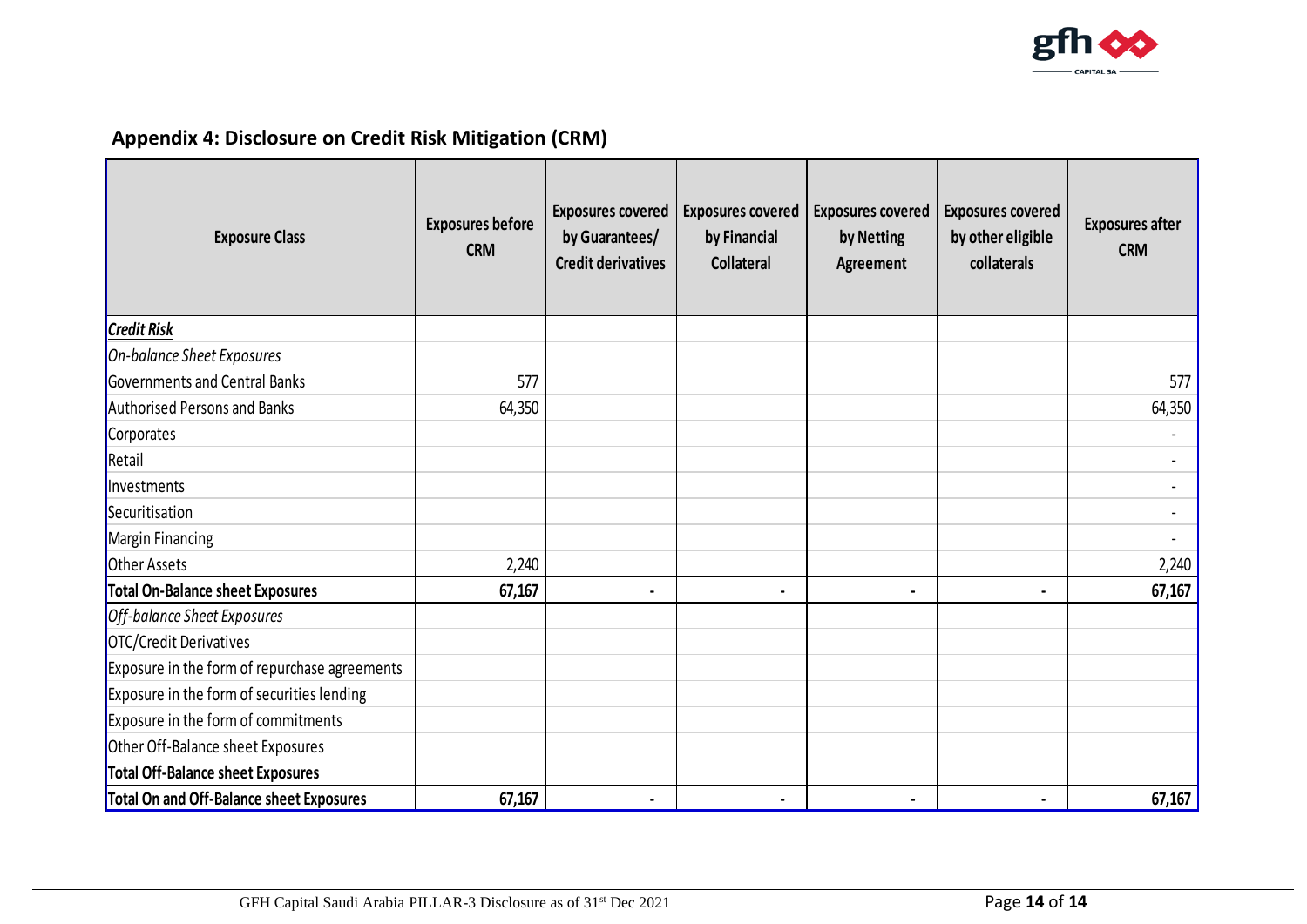## Appendix 4: Disclosure on Credit Risk Mitigation (CRM)

| Exposure Class | Exposures before CRM | Exposures covered by Guarantees/ Credit derivatives | Exposures covered by Financial Collateral | Exposures covered by Netting Agreement | Exposures covered by other eligible collaterals | Exposures after CRM |
|---|---|---|---|---|---|---|
| ***Credit Risk*** | | | | | | |
| *On-balance Sheet Exposures* | | | | | | |
| Governments and Central Banks | 577 | | | | | 577 |
| Authorised Persons and Banks | 64,350 | | | | | 64,350 |
| Corporates | | | | | | - |
| Retail | | | | | | - |
| Investments | | | | | | - |
| Securitisation | | | | | | - |
| Margin Financing | | | | | | - |
| Other Assets | 2,240 | | | | | 2,240 |
| **Total On-Balance sheet Exposures** | **67,167** | **-** | **-** | **-** | **-** | **67,167** |
| *Off-balance Sheet Exposures* | | | | | | |
| OTC/Credit Derivatives | | | | | | |
| Exposure in the form of repurchase agreements | | | | | | |
| Exposure in the form of securities lending | | | | | | |
| Exposure in the form of commitments | | | | | | |
| Other Off-Balance sheet Exposures | | | | | | |
| **Total Off-Balance sheet Exposures** | | | | | | |
| **Total On and Off-Balance sheet Exposures** | **67,167** | **-** | **-** | **-** | **-** | **67,167** |